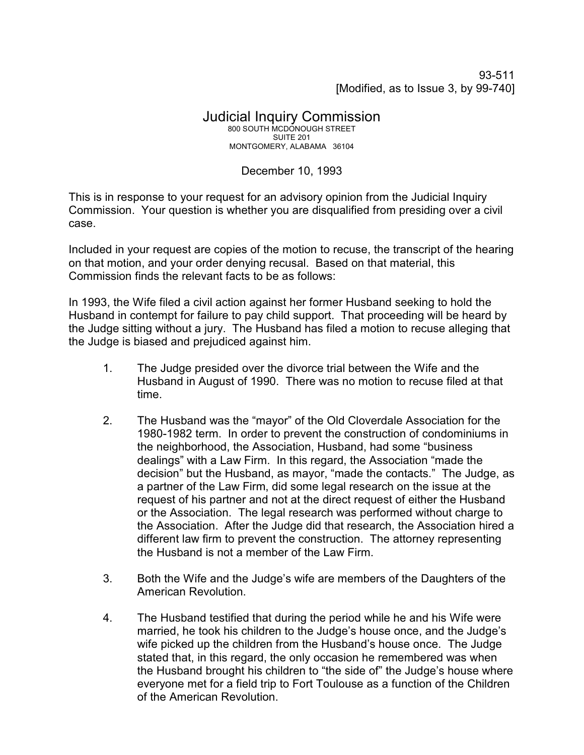93-511
[Modified, as to Issue 3, by 99-740]

# Judicial Inquiry Commission

800 SOUTH MCDONOUGH STREET
SUITE 201
MONTGOMERY, ALABAMA 36104

December 10, 1993

This is in response to your request for an advisory opinion from the Judicial Inquiry Commission. Your question is whether you are disqualified from presiding over a civil case.

Included in your request are copies of the motion to recuse, the transcript of the hearing on that motion, and your order denying recusal. Based on that material, this Commission finds the relevant facts to be as follows:

In 1993, the Wife filed a civil action against her former Husband seeking to hold the Husband in contempt for failure to pay child support. That proceeding will be heard by the Judge sitting without a jury. The Husband has filed a motion to recuse alleging that the Judge is biased and prejudiced against him.

1. The Judge presided over the divorce trial between the Wife and the Husband in August of 1990. There was no motion to recuse filed at that time.

2. The Husband was the "mayor" of the Old Cloverdale Association for the 1980-1982 term. In order to prevent the construction of condominiums in the neighborhood, the Association, Husband, had some "business dealings" with a Law Firm. In this regard, the Association "made the decision" but the Husband, as mayor, "made the contacts." The Judge, as a partner of the Law Firm, did some legal research on the issue at the request of his partner and not at the direct request of either the Husband or the Association. The legal research was performed without charge to the Association. After the Judge did that research, the Association hired a different law firm to prevent the construction. The attorney representing the Husband is not a member of the Law Firm.

3. Both the Wife and the Judge's wife are members of the Daughters of the American Revolution.

4. The Husband testified that during the period while he and his Wife were married, he took his children to the Judge's house once, and the Judge's wife picked up the children from the Husband's house once. The Judge stated that, in this regard, the only occasion he remembered was when the Husband brought his children to "the side of" the Judge's house where everyone met for a field trip to Fort Toulouse as a function of the Children of the American Revolution.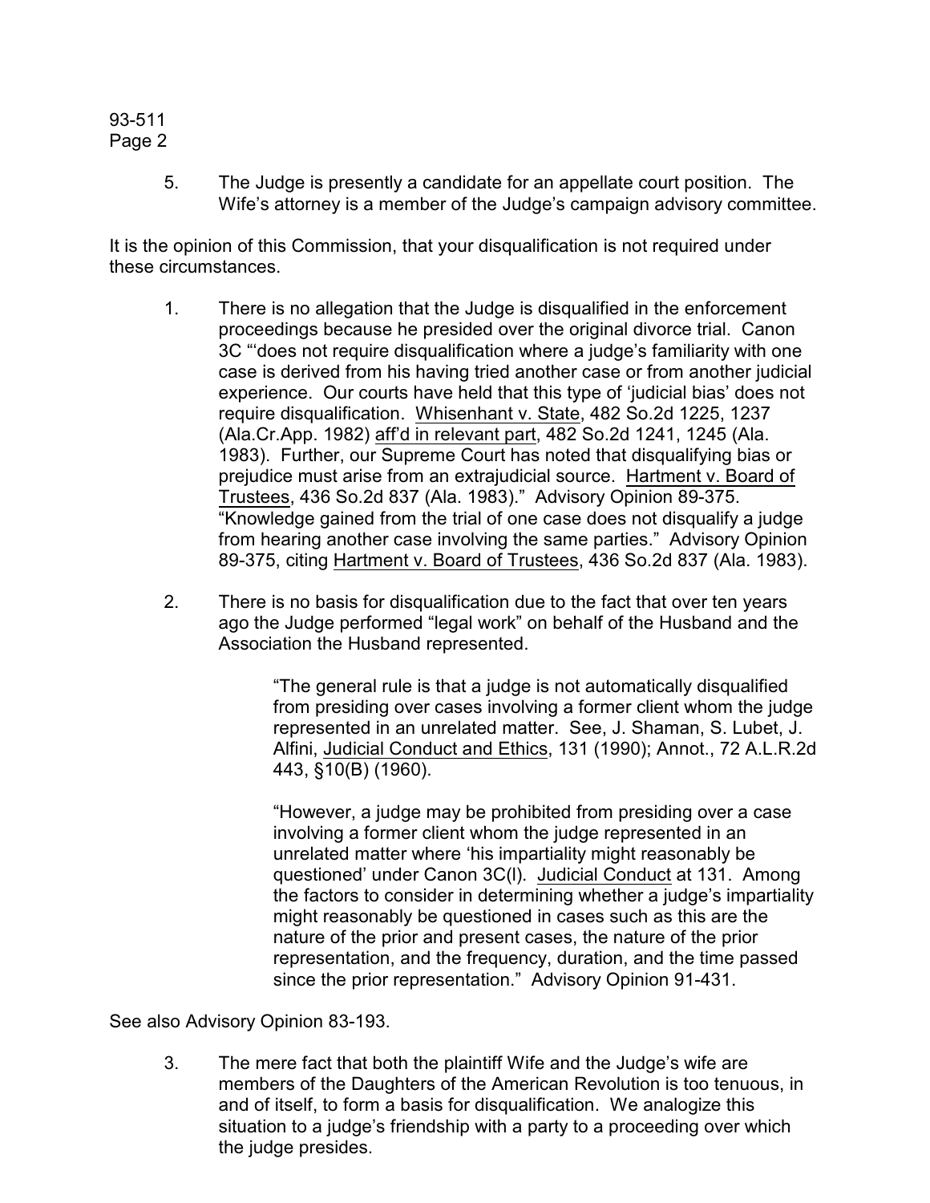5. The Judge is presently a candidate for an appellate court position. The Wife's attorney is a member of the Judge's campaign advisory committee.

It is the opinion of this Commission, that your disqualification is not required under these circumstances.

1. There is no allegation that the Judge is disqualified in the enforcement proceedings because he presided over the original divorce trial. Canon 3C "'does not require disqualification where a judge's familiarity with one case is derived from his having tried another case or from another judicial experience. Our courts have held that this type of 'judicial bias' does not require disqualification. Whisenhant v. State, 482 So.2d 1225, 1237 (Ala.Cr.App. 1982) aff'd in relevant part, 482 So.2d 1241, 1245 (Ala. 1983). Further, our Supreme Court has noted that disqualifying bias or prejudice must arise from an extrajudicial source. Hartment v. Board of Trustees, 436 So.2d 837 (Ala. 1983)." Advisory Opinion 89-375. "Knowledge gained from the trial of one case does not disqualify a judge from hearing another case involving the same parties." Advisory Opinion 89-375, citing Hartment v. Board of Trustees, 436 So.2d 837 (Ala. 1983).

2. There is no basis for disqualification due to the fact that over ten years ago the Judge performed "legal work" on behalf of the Husband and the Association the Husband represented.

   > "The general rule is that a judge is not automatically disqualified from presiding over cases involving a former client whom the judge represented in an unrelated matter. See, J. Shaman, S. Lubet, J. Alfini, Judicial Conduct and Ethics, 131 (1990); Annot., 72 A.L.R.2d 443, §10(B) (1960).
   >
   > "However, a judge may be prohibited from presiding over a case involving a former client whom the judge represented in an unrelated matter where 'his impartiality might reasonably be questioned' under Canon 3C(l). Judicial Conduct at 131. Among the factors to consider in determining whether a judge's impartiality might reasonably be questioned in cases such as this are the nature of the prior and present cases, the nature of the prior representation, and the frequency, duration, and the time passed since the prior representation." Advisory Opinion 91-431.

See also Advisory Opinion 83-193.

3. The mere fact that both the plaintiff Wife and the Judge's wife are members of the Daughters of the American Revolution is too tenuous, in and of itself, to form a basis for disqualification. We analogize this situation to a judge's friendship with a party to a proceeding over which the judge presides.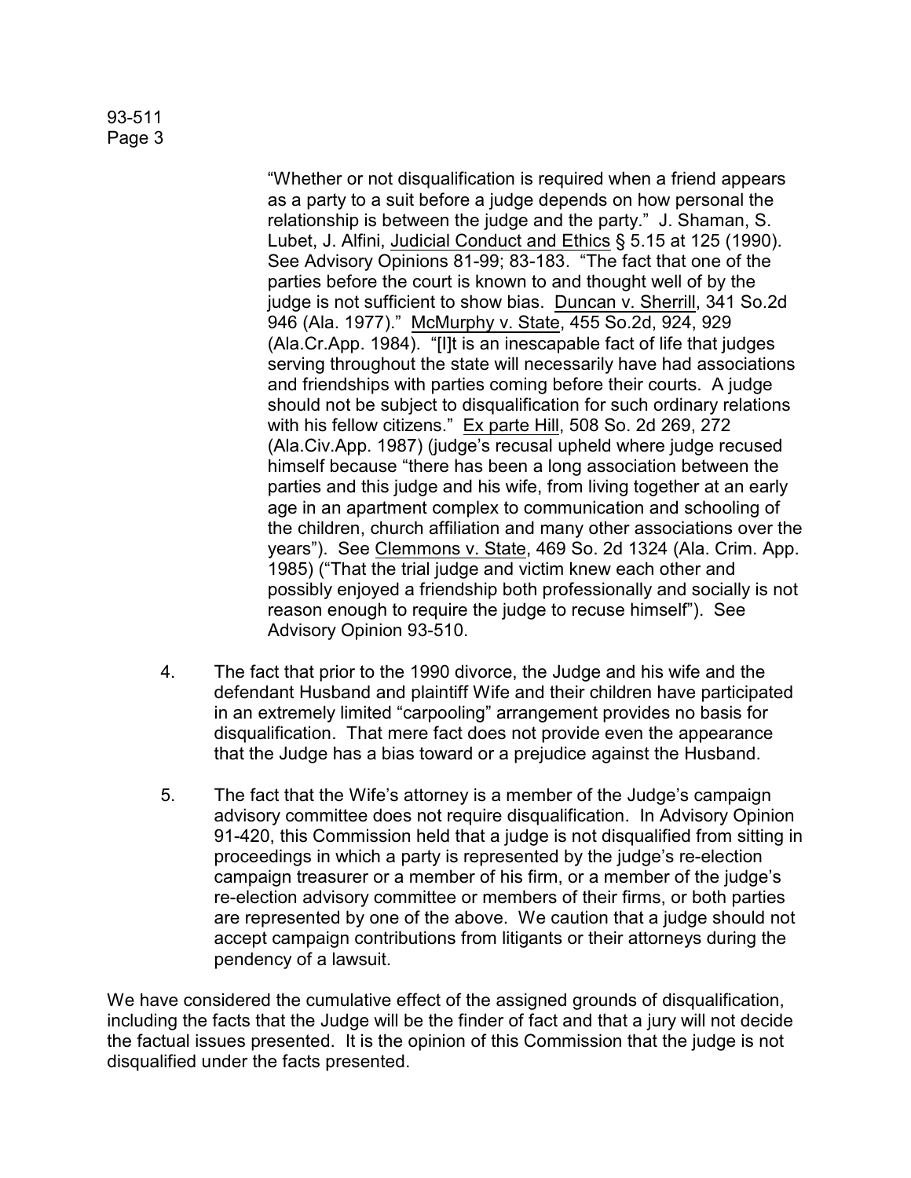"Whether or not disqualification is required when a friend appears as a party to a suit before a judge depends on how personal the relationship is between the judge and the party." J. Shaman, S. Lubet, J. Alfini, Judicial Conduct and Ethics § 5.15 at 125 (1990). See Advisory Opinions 81-99; 83-183. "The fact that one of the parties before the court is known to and thought well of by the judge is not sufficient to show bias. Duncan v. Sherrill, 341 So.2d 946 (Ala. 1977)." McMurphy v. State, 455 So.2d, 924, 929 (Ala.Cr.App. 1984). "[I]t is an inescapable fact of life that judges serving throughout the state will necessarily have had associations and friendships with parties coming before their courts. A judge should not be subject to disqualification for such ordinary relations with his fellow citizens." Ex parte Hill, 508 So. 2d 269, 272 (Ala.Civ.App. 1987) (judge's recusal upheld where judge recused himself because "there has been a long association between the parties and this judge and his wife, from living together at an early age in an apartment complex to communication and schooling of the children, church affiliation and many other associations over the years"). See Clemmons v. State, 469 So. 2d 1324 (Ala. Crim. App. 1985) ("That the trial judge and victim knew each other and possibly enjoyed a friendship both professionally and socially is not reason enough to require the judge to recuse himself"). See Advisory Opinion 93-510.

4. The fact that prior to the 1990 divorce, the Judge and his wife and the defendant Husband and plaintiff Wife and their children have participated in an extremely limited "carpooling" arrangement provides no basis for disqualification. That mere fact does not provide even the appearance that the Judge has a bias toward or a prejudice against the Husband.

5. The fact that the Wife's attorney is a member of the Judge's campaign advisory committee does not require disqualification. In Advisory Opinion 91-420, this Commission held that a judge is not disqualified from sitting in proceedings in which a party is represented by the judge's re-election campaign treasurer or a member of his firm, or a member of the judge's re-election advisory committee or members of their firms, or both parties are represented by one of the above. We caution that a judge should not accept campaign contributions from litigants or their attorneys during the pendency of a lawsuit.

We have considered the cumulative effect of the assigned grounds of disqualification, including the facts that the Judge will be the finder of fact and that a jury will not decide the factual issues presented. It is the opinion of this Commission that the judge is not disqualified under the facts presented.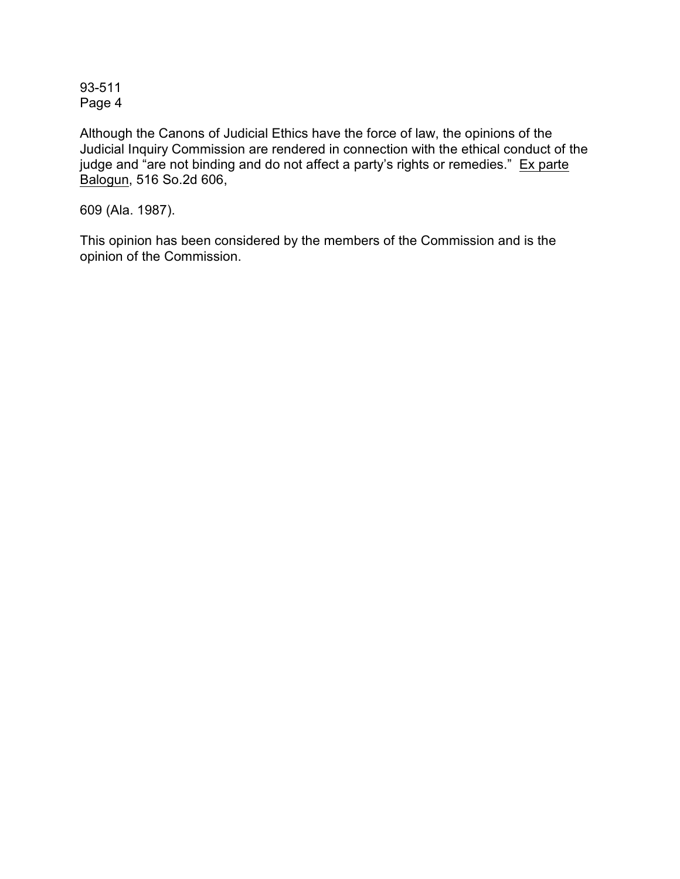Although the Canons of Judicial Ethics have the force of law, the opinions of the Judicial Inquiry Commission are rendered in connection with the ethical conduct of the judge and "are not binding and do not affect a party's rights or remedies." Ex parte Balogun, 516 So.2d 606,

609 (Ala. 1987).

This opinion has been considered by the members of the Commission and is the opinion of the Commission.